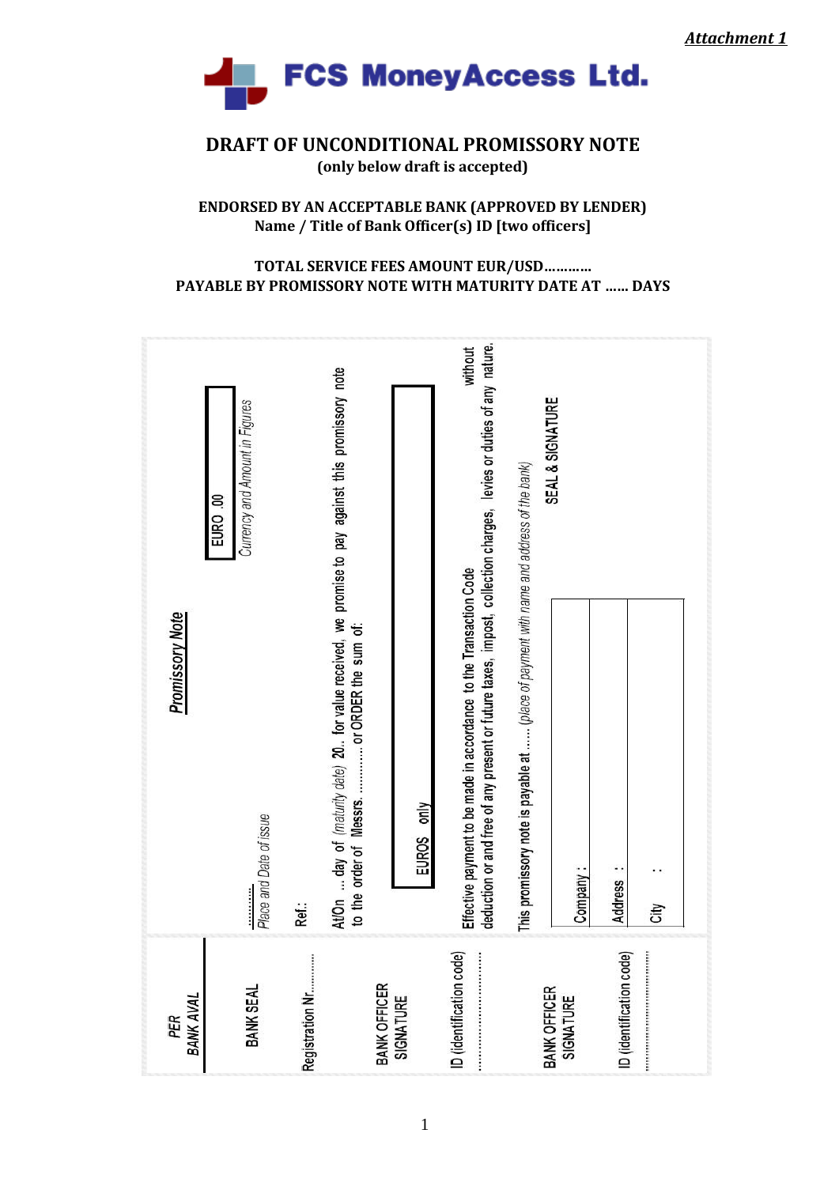*Attachment 1*

**FCS MoneyAccess Ltd.**

# DRAFT OF UNCONDITIONAL PROMISSORY NOTE

**(only below draft is accepted)**

**ENDORSED BY AN ACCEPTABLE BANK (APPROVED BY LENDER)**
**Name / Title of Bank Officer(s) ID [two officers]**

**TOTAL SERVICE FEES AMOUNT EUR/USD………..**
**PAYABLE BY PROMISSORY NOTE WITH MATURITY DATE AT …… DAYS**

---

## Promissory Note

EURO .00
*Currency and Amount in Figures*

…………
*Place and Date of issue*

Ref.:

At/On … day of *(maturity date)* **20..** for value received, we promise to pay against this promissory note to the order of Messrs. ………… or ORDER the sum of:

EUROS only

Effective payment to be made in accordance to the Transaction Code without deduction or and free of any present or future taxes, impost, collection charges, levies or duties of any nature.

This promissory note is payable at …… *(place of payment with name and address of the bank)*

SEAL & SIGNATURE

| | |
|---|---|
| Company : | |
| Address : | |
| City : | |

---

*PER BANK AVAL*

BANK SEAL

Registration Nr…………

BANK OFFICER SIGNATURE

ID (identification code)
…………………………

BANK OFFICER SIGNATURE

ID (identification code)
…………………………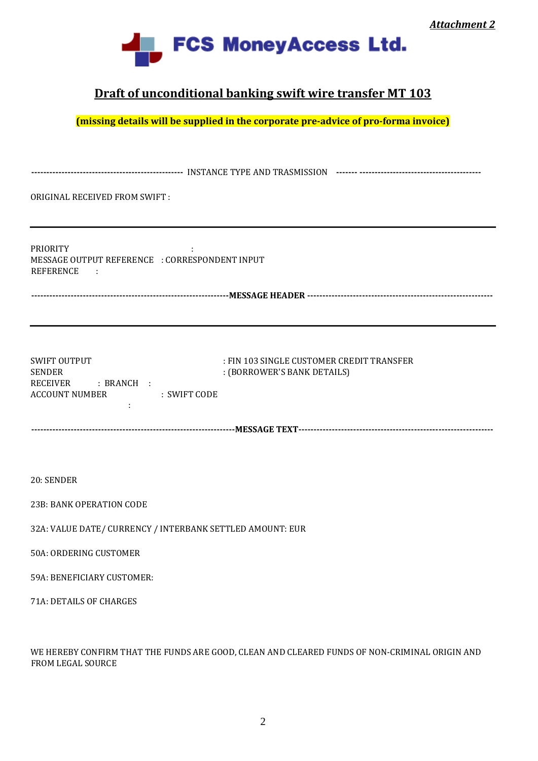***Attachment 2***

**FCS MoneyAccess Ltd.**

## Draft of unconditional banking swift wire transfer MT 103

**(missing details will be supplied in the corporate pre-advice of pro-forma invoice)**

-------------------------------------------------- INSTANCE TYPE AND TRASMISSION ------- ----------------------------------------

ORIGINAL RECEIVED FROM SWIFT :

---

PRIORITY :
MESSAGE OUTPUT REFERENCE : CORRESPONDENT INPUT
REFERENCE :

-----------------------------------------------------------------**MESSAGE HEADER** ------------------------------------------------------------

---

SWIFT OUTPUT : FIN 103 SINGLE CUSTOMER CREDIT TRANSFER
SENDER : (BORROWER'S BANK DETAILS)
RECEIVER : BRANCH :
ACCOUNT NUMBER : SWIFT CODE
:

------------------------------------------------------------------**MESSAGE TEXT**--------------------------------------------------------------

20: SENDER

23B: BANK OPERATION CODE

32A: VALUE DATE/ CURRENCY / INTERBANK SETTLED AMOUNT: EUR

50A: ORDERING CUSTOMER

59A: BENEFICIARY CUSTOMER:

71A: DETAILS OF CHARGES

WE HEREBY CONFIRM THAT THE FUNDS ARE GOOD, CLEAN AND CLEARED FUNDS OF NON-CRIMINAL ORIGIN AND FROM LEGAL SOURCE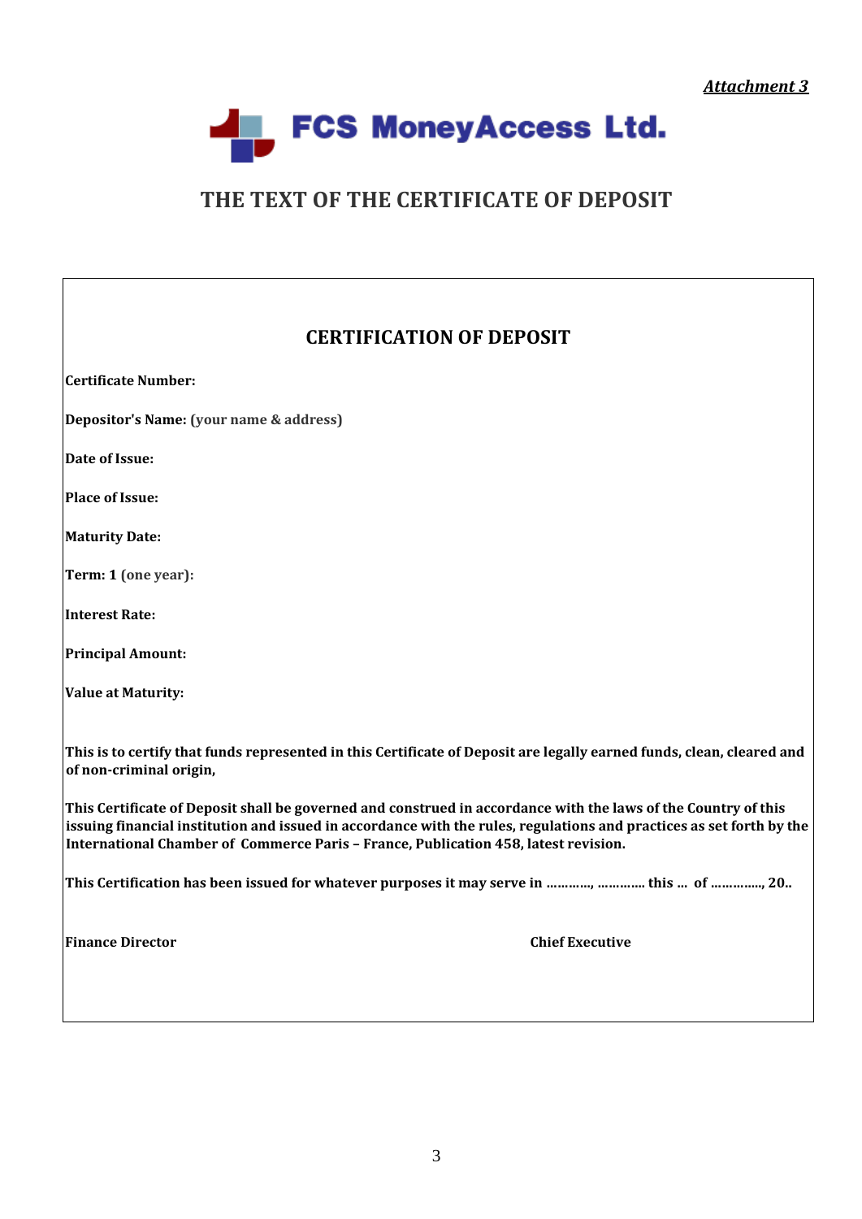***Attachment 3***

**FCS MoneyAccess Ltd.**

# THE TEXT OF THE CERTIFICATE OF DEPOSIT

## CERTIFICATION OF DEPOSIT

**Certificate Number:**

**Depositor's Name: (your name & address)**

**Date of Issue:**

**Place of Issue:**

**Maturity Date:**

**Term: 1 (one year):**

**Interest Rate:**

**Principal Amount:**

**Value at Maturity:**

**This is to certify that funds represented in this Certificate of Deposit are legally earned funds, clean, cleared and of non-criminal origin,**

**This Certificate of Deposit shall be governed and construed in accordance with the laws of the Country of this issuing financial institution and issued in accordance with the rules, regulations and practices as set forth by the International Chamber of Commerce Paris – France, Publication 458, latest revision.**

**This Certification has been issued for whatever purposes it may serve in …………, ………… this … of ………….., 20..**

**Finance Director** **Chief Executive**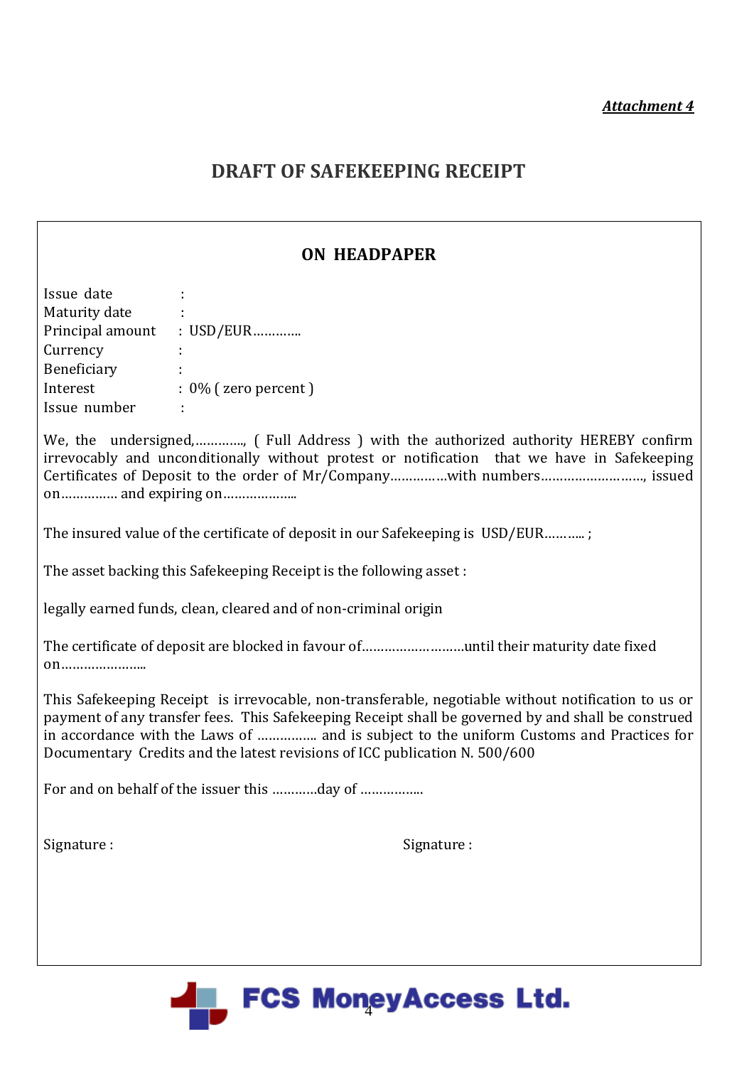***Attachment 4***

## DRAFT OF SAFEKEEPING RECEIPT

### ON HEADPAPER

| | |
|---|---|
| Issue date | : |
| Maturity date | : |
| Principal amount | : USD/EUR………… |
| Currency | : |
| Beneficiary | : |
| Interest | : 0% ( zero percent ) |
| Issue number | : |

We, the undersigned,…………., ( Full Address ) with the authorized authority HEREBY confirm irrevocably and unconditionally without protest or notification that we have in Safekeeping Certificates of Deposit to the order of Mr/Company……………with numbers………………………., issued on…………… and expiring on………………...

The insured value of the certificate of deposit in our Safekeeping is USD/EUR……….. ;

The asset backing this Safekeeping Receipt is the following asset :

legally earned funds, clean, cleared and of non-criminal origin

The certificate of deposit are blocked in favour of………………………until their maturity date fixed on…………………..

This Safekeeping Receipt is irrevocable, non-transferable, negotiable without notification to us or payment of any transfer fees. This Safekeeping Receipt shall be governed by and shall be construed in accordance with the Laws of ……………. and is subject to the uniform Customs and Practices for Documentary Credits and the latest revisions of ICC publication N. 500/600

For and on behalf of the issuer this …………day of ……………..

Signature :

Signature :

FCS MoneyAccess Ltd.